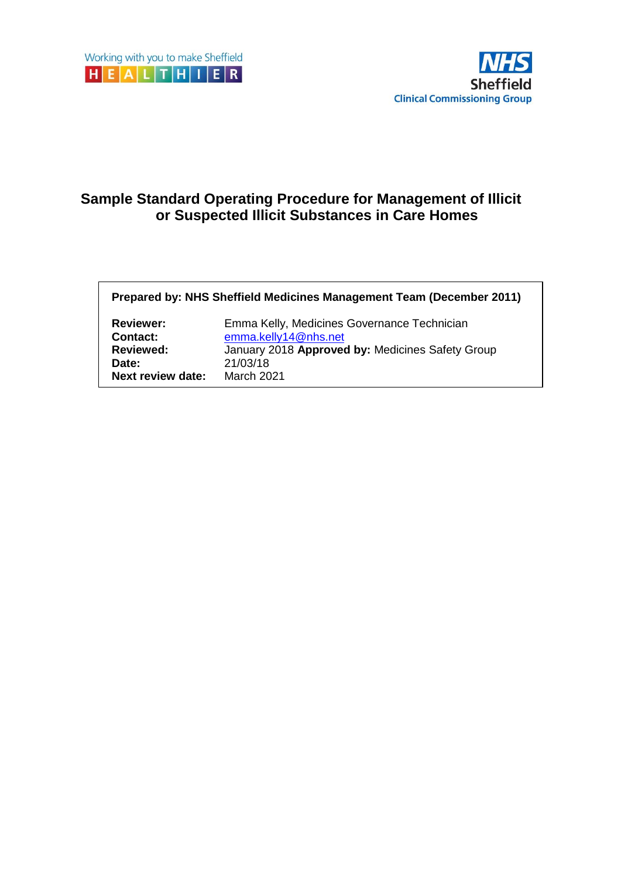Working with you to make Sheffield HEALTHIER

NHS Sheffield Clinical Commissioning Group

# Sample Standard Operating Procedure for Management of Illicit or Suspected Illicit Substances in Care Homes

**Prepared by: NHS Sheffield Medicines Management Team (December 2011)**

| | |
|---|---|
| **Reviewer:** | Emma Kelly, Medicines Governance Technician |
| **Contact:** | emma.kelly14@nhs.net |
| **Reviewed:** | January 2018 **Approved by:** Medicines Safety Group |
| **Date:** | 21/03/18 |
| **Next review date:** | March 2021 |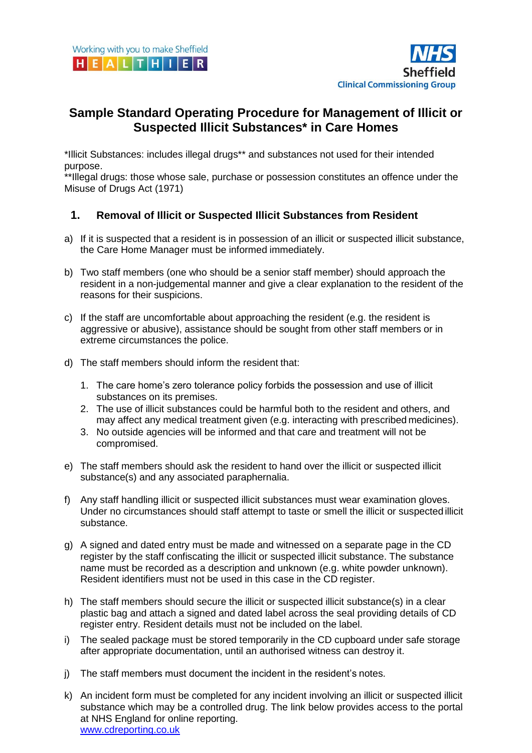Working with you to make Sheffield HEALTHIER

NHS Sheffield Clinical Commissioning Group

# Sample Standard Operating Procedure for Management of Illicit or Suspected Illicit Substances* in Care Homes

*Illicit Substances: includes illegal drugs** and substances not used for their intended purpose.
**Illegal drugs: those whose sale, purchase or possession constitutes an offence under the Misuse of Drugs Act (1971)

## 1. Removal of Illicit or Suspected Illicit Substances from Resident

a) If it is suspected that a resident is in possession of an illicit or suspected illicit substance, the Care Home Manager must be informed immediately.

b) Two staff members (one who should be a senior staff member) should approach the resident in a non-judgemental manner and give a clear explanation to the resident of the reasons for their suspicions.

c) If the staff are uncomfortable about approaching the resident (e.g. the resident is aggressive or abusive), assistance should be sought from other staff members or in extreme circumstances the police.

d) The staff members should inform the resident that:

   1. The care home's zero tolerance policy forbids the possession and use of illicit substances on its premises.
   2. The use of illicit substances could be harmful both to the resident and others, and may affect any medical treatment given (e.g. interacting with prescribed medicines).
   3. No outside agencies will be informed and that care and treatment will not be compromised.

e) The staff members should ask the resident to hand over the illicit or suspected illicit substance(s) and any associated paraphernalia.

f) Any staff handling illicit or suspected illicit substances must wear examination gloves. Under no circumstances should staff attempt to taste or smell the illicit or suspected illicit substance.

g) A signed and dated entry must be made and witnessed on a separate page in the CD register by the staff confiscating the illicit or suspected illicit substance. The substance name must be recorded as a description and unknown (e.g. white powder unknown). Resident identifiers must not be used in this case in the CD register.

h) The staff members should secure the illicit or suspected illicit substance(s) in a clear plastic bag and attach a signed and dated label across the seal providing details of CD register entry. Resident details must not be included on the label.

i) The sealed package must be stored temporarily in the CD cupboard under safe storage after appropriate documentation, until an authorised witness can destroy it.

j) The staff members must document the incident in the resident's notes.

k) An incident form must be completed for any incident involving an illicit or suspected illicit substance which may be a controlled drug. The link below provides access to the portal at NHS England for online reporting.
[www.cdreporting.co.uk](http://www.cdreporting.co.uk)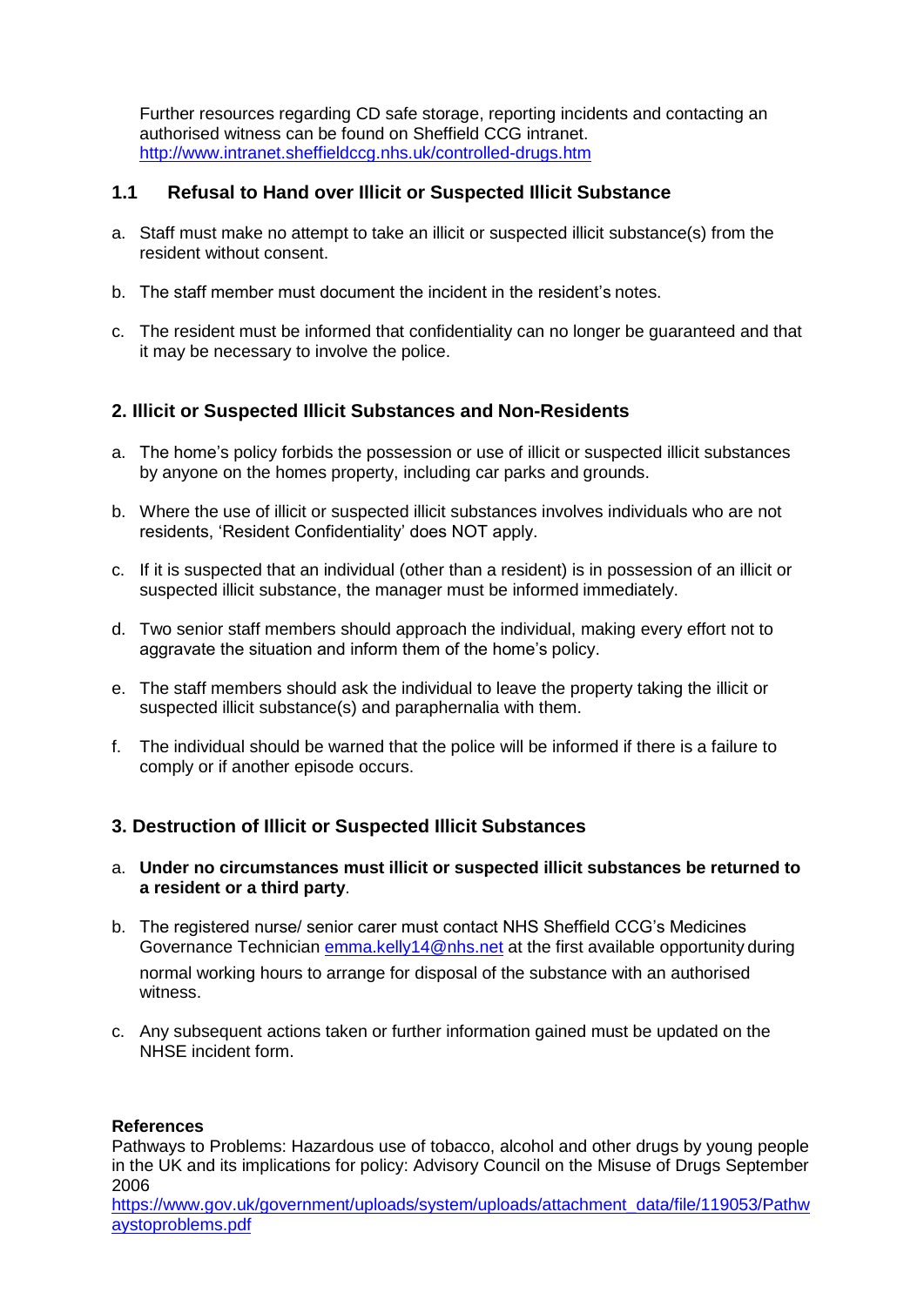Further resources regarding CD safe storage, reporting incidents and contacting an authorised witness can be found on Sheffield CCG intranet. http://www.intranet.sheffieldccg.nhs.uk/controlled-drugs.htm

### 1.1 Refusal to Hand over Illicit or Suspected Illicit Substance

a. Staff must make no attempt to take an illicit or suspected illicit substance(s) from the resident without consent.

b. The staff member must document the incident in the resident's notes.

c. The resident must be informed that confidentiality can no longer be guaranteed and that it may be necessary to involve the police.

## 2. Illicit or Suspected Illicit Substances and Non-Residents

a. The home's policy forbids the possession or use of illicit or suspected illicit substances by anyone on the homes property, including car parks and grounds.

b. Where the use of illicit or suspected illicit substances involves individuals who are not residents, 'Resident Confidentiality' does NOT apply.

c. If it is suspected that an individual (other than a resident) is in possession of an illicit or suspected illicit substance, the manager must be informed immediately.

d. Two senior staff members should approach the individual, making every effort not to aggravate the situation and inform them of the home's policy.

e. The staff members should ask the individual to leave the property taking the illicit or suspected illicit substance(s) and paraphernalia with them.

f. The individual should be warned that the police will be informed if there is a failure to comply or if another episode occurs.

## 3. Destruction of Illicit or Suspected Illicit Substances

a. **Under no circumstances must illicit or suspected illicit substances be returned to a resident or a third party**.

b. The registered nurse/ senior carer must contact NHS Sheffield CCG's Medicines Governance Technician emma.kelly14@nhs.net at the first available opportunity during normal working hours to arrange for disposal of the substance with an authorised witness.

c. Any subsequent actions taken or further information gained must be updated on the NHSE incident form.

**References**

Pathways to Problems: Hazardous use of tobacco, alcohol and other drugs by young people in the UK and its implications for policy: Advisory Council on the Misuse of Drugs September 2006
https://www.gov.uk/government/uploads/system/uploads/attachment_data/file/119053/Pathwaystoproblems.pdf